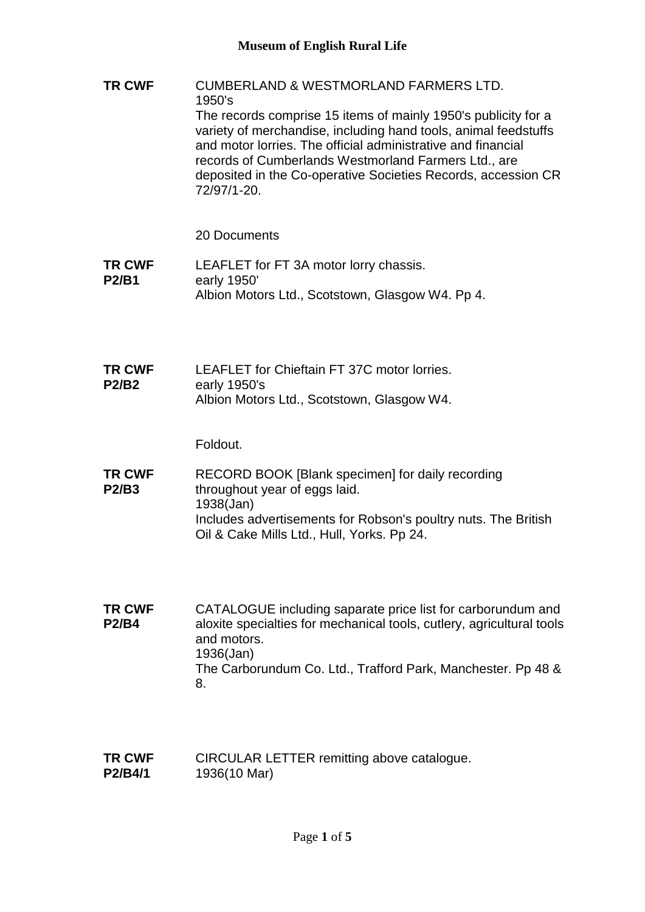# Museum of English Rural Life

**TR CWF**

CUMBERLAND & WESTMORLAND FARMERS LTD.
1950's
The records comprise 15 items of mainly 1950's publicity for a variety of merchandise, including hand tools, animal feedstuffs and motor lorries. The official administrative and financial records of Cumberlands Westmorland Farmers Ltd., are deposited in the Co-operative Societies Records, accession CR 72/97/1-20.

20 Documents

**TR CWF P2/B1**

LEAFLET for FT 3A motor lorry chassis.
early 1950'
Albion Motors Ltd., Scotstown, Glasgow W4. Pp 4.

**TR CWF P2/B2**

LEAFLET for Chieftain FT 37C motor lorries.
early 1950's
Albion Motors Ltd., Scotstown, Glasgow W4.

Foldout.

**TR CWF P2/B3**

RECORD BOOK [Blank specimen] for daily recording throughout year of eggs laid.
1938(Jan)
Includes advertisements for Robson's poultry nuts. The British Oil & Cake Mills Ltd., Hull, Yorks. Pp 24.

**TR CWF P2/B4**

CATALOGUE including saparate price list for carborundum and aloxite specialties for mechanical tools, cutlery, agricultural tools and motors.
1936(Jan)
The Carborundum Co. Ltd., Trafford Park, Manchester. Pp 48 & 8.

**TR CWF P2/B4/1**

CIRCULAR LETTER remitting above catalogue.
1936(10 Mar)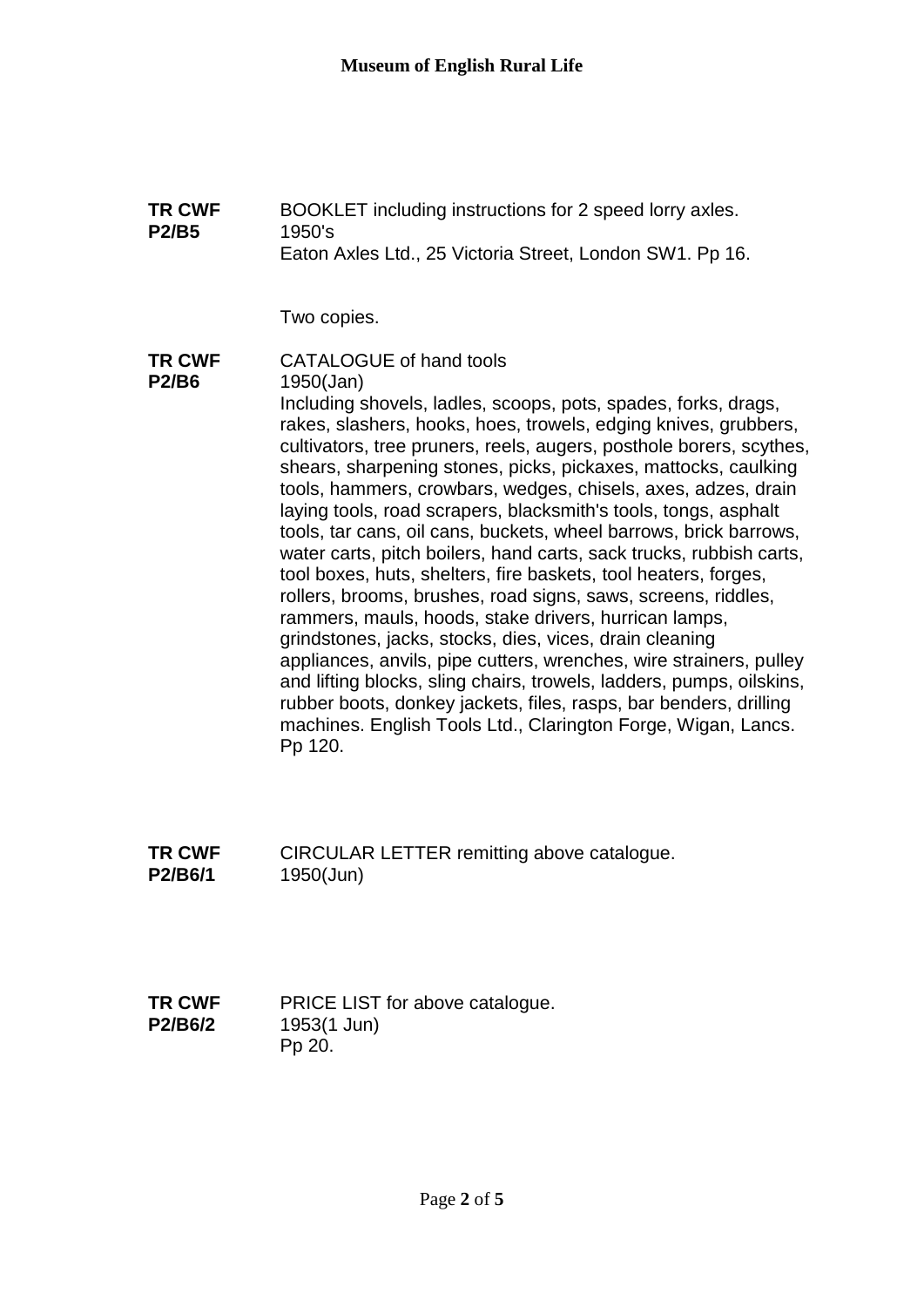**TR CWF P2/B5**

BOOKLET including instructions for 2 speed lorry axles.
1950's
Eaton Axles Ltd., 25 Victoria Street, London SW1. Pp 16.

Two copies.

**TR CWF P2/B6**

CATALOGUE of hand tools
1950(Jan)
Including shovels, ladles, scoops, pots, spades, forks, drags, rakes, slashers, hooks, hoes, trowels, edging knives, grubbers, cultivators, tree pruners, reels, augers, posthole borers, scythes, shears, sharpening stones, picks, pickaxes, mattocks, caulking tools, hammers, crowbars, wedges, chisels, axes, adzes, drain laying tools, road scrapers, blacksmith's tools, tongs, asphalt tools, tar cans, oil cans, buckets, wheel barrows, brick barrows, water carts, pitch boilers, hand carts, sack trucks, rubbish carts, tool boxes, huts, shelters, fire baskets, tool heaters, forges, rollers, brooms, brushes, road signs, saws, screens, riddles, rammers, mauls, hoods, stake drivers, hurrican lamps, grindstones, jacks, stocks, dies, vices, drain cleaning appliances, anvils, pipe cutters, wrenches, wire strainers, pulley and lifting blocks, sling chairs, trowels, ladders, pumps, oilskins, rubber boots, donkey jackets, files, rasps, bar benders, drilling machines. English Tools Ltd., Clarington Forge, Wigan, Lancs. Pp 120.

**TR CWF P2/B6/1**

CIRCULAR LETTER remitting above catalogue.
1950(Jun)

**TR CWF P2/B6/2**

PRICE LIST for above catalogue.
1953(1 Jun)
Pp 20.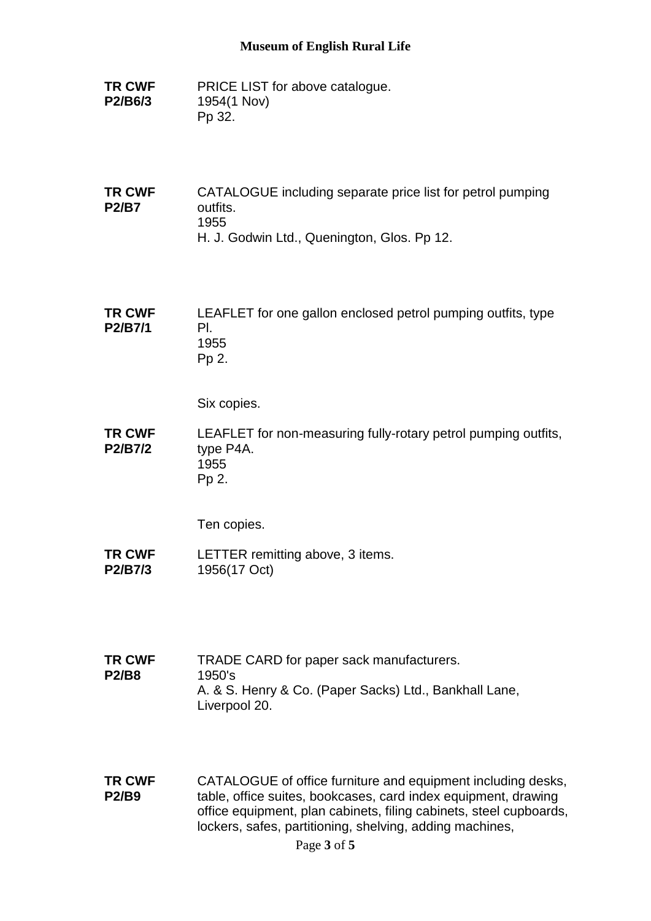**TR CWF P2/B6/3**

PRICE LIST for above catalogue.
1954(1 Nov)
Pp 32.

**TR CWF P2/B7**

CATALOGUE including separate price list for petrol pumping outfits.
1955
H. J. Godwin Ltd., Quenington, Glos. Pp 12.

**TR CWF P2/B7/1**

LEAFLET for one gallon enclosed petrol pumping outfits, type Pl.
1955
Pp 2.

Six copies.

**TR CWF P2/B7/2**

LEAFLET for non-measuring fully-rotary petrol pumping outfits, type P4A.
1955
Pp 2.

Ten copies.

**TR CWF P2/B7/3**

LETTER remitting above, 3 items.
1956(17 Oct)

**TR CWF P2/B8**

TRADE CARD for paper sack manufacturers.
1950's
A. & S. Henry & Co. (Paper Sacks) Ltd., Bankhall Lane, Liverpool 20.

**TR CWF P2/B9**

CATALOGUE of office furniture and equipment including desks, table, office suites, bookcases, card index equipment, drawing office equipment, plan cabinets, filing cabinets, steel cupboards, lockers, safes, partitioning, shelving, adding machines,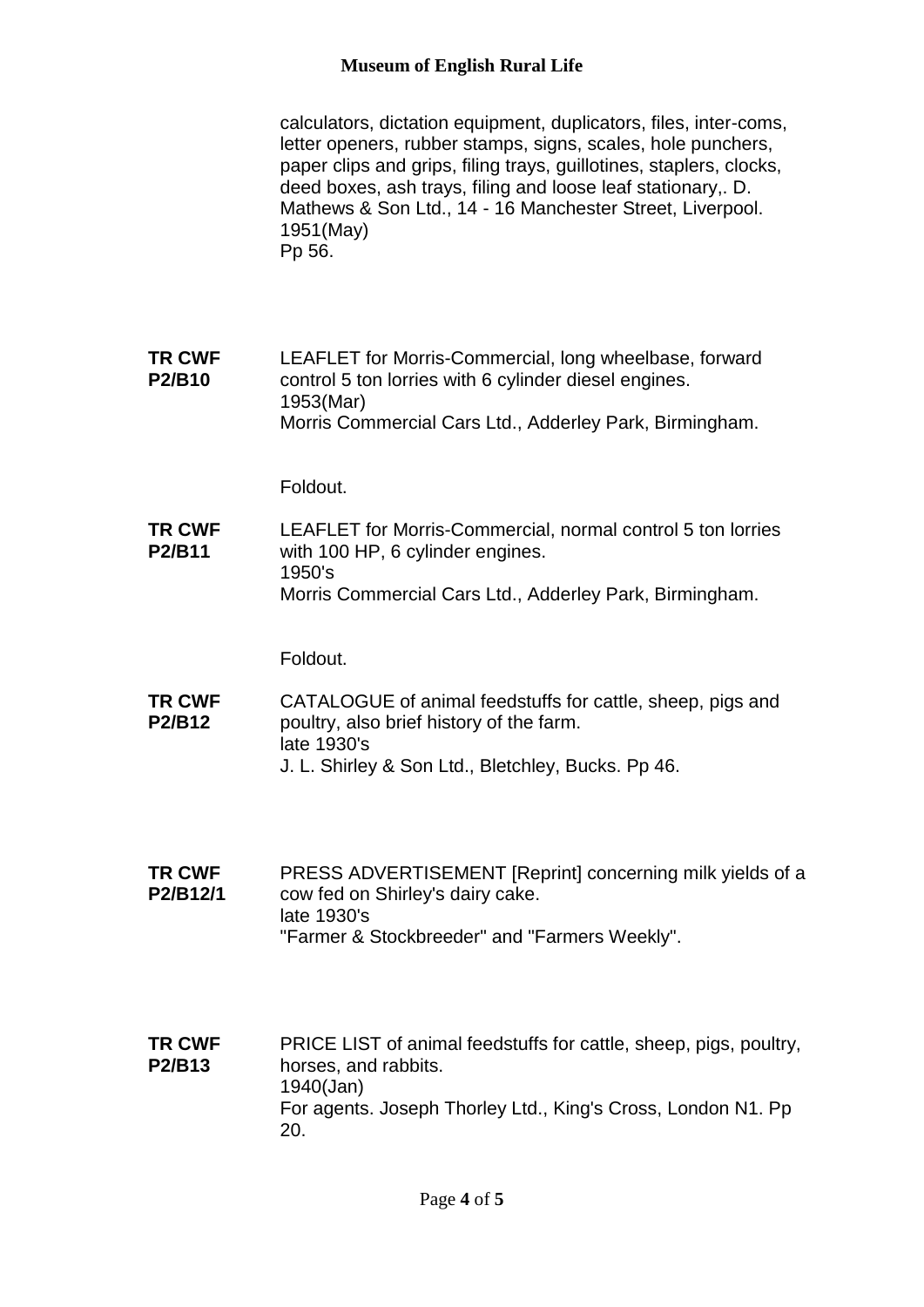calculators, dictation equipment, duplicators, files, inter-coms, letter openers, rubber stamps, signs, scales, hole punchers, paper clips and grips, filing trays, guillotines, staplers, clocks, deed boxes, ash trays, filing and loose leaf stationary,. D. Mathews & Son Ltd., 14 - 16 Manchester Street, Liverpool.
1951(May)
Pp 56.

**TR CWF P2/B10**

LEAFLET for Morris-Commercial, long wheelbase, forward control 5 ton lorries with 6 cylinder diesel engines.
1953(Mar)
Morris Commercial Cars Ltd., Adderley Park, Birmingham.

Foldout.

**TR CWF P2/B11**

LEAFLET for Morris-Commercial, normal control 5 ton lorries with 100 HP, 6 cylinder engines.
1950's
Morris Commercial Cars Ltd., Adderley Park, Birmingham.

Foldout.

**TR CWF P2/B12**

CATALOGUE of animal feedstuffs for cattle, sheep, pigs and poultry, also brief history of the farm.
late 1930's
J. L. Shirley & Son Ltd., Bletchley, Bucks. Pp 46.

**TR CWF P2/B12/1**

PRESS ADVERTISEMENT [Reprint] concerning milk yields of a cow fed on Shirley's dairy cake.
late 1930's
"Farmer & Stockbreeder" and "Farmers Weekly".

**TR CWF P2/B13**

PRICE LIST of animal feedstuffs for cattle, sheep, pigs, poultry, horses, and rabbits.
1940(Jan)
For agents. Joseph Thorley Ltd., King's Cross, London N1. Pp 20.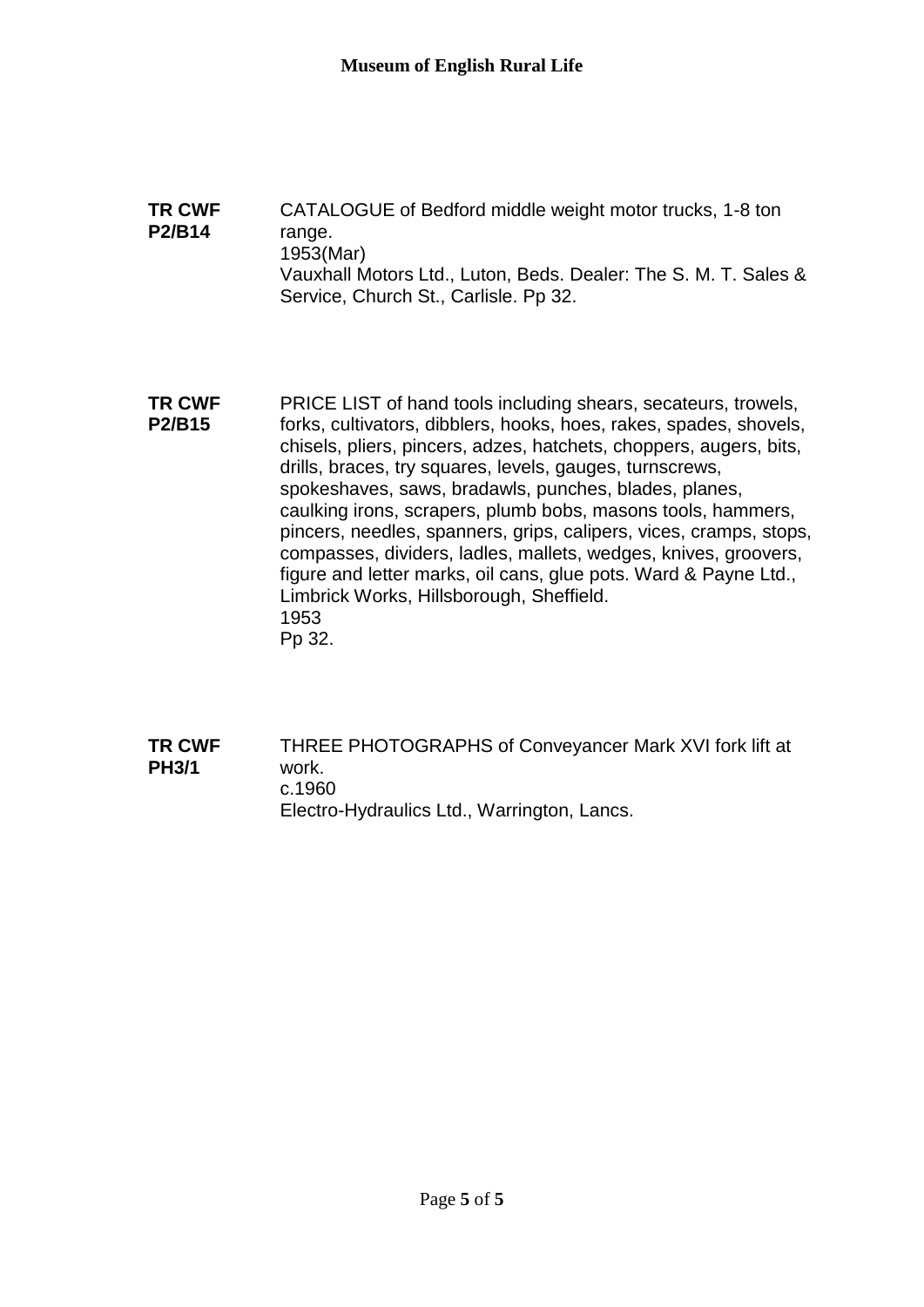**TR CWF P2/B14**

CATALOGUE of Bedford middle weight motor trucks, 1-8 ton range.
1953(Mar)
Vauxhall Motors Ltd., Luton, Beds. Dealer: The S. M. T. Sales & Service, Church St., Carlisle. Pp 32.

**TR CWF P2/B15**

PRICE LIST of hand tools including shears, secateurs, trowels, forks, cultivators, dibblers, hooks, hoes, rakes, spades, shovels, chisels, pliers, pincers, adzes, hatchets, choppers, augers, bits, drills, braces, try squares, levels, gauges, turnscrews, spokeshaves, saws, bradawls, punches, blades, planes, caulking irons, scrapers, plumb bobs, masons tools, hammers, pincers, needles, spanners, grips, calipers, vices, cramps, stops, compasses, dividers, ladles, mallets, wedges, knives, groovers, figure and letter marks, oil cans, glue pots. Ward & Payne Ltd., Limbrick Works, Hillsborough, Sheffield.
1953
Pp 32.

**TR CWF PH3/1**

THREE PHOTOGRAPHS of Conveyancer Mark XVI fork lift at work.
c.1960
Electro-Hydraulics Ltd., Warrington, Lancs.